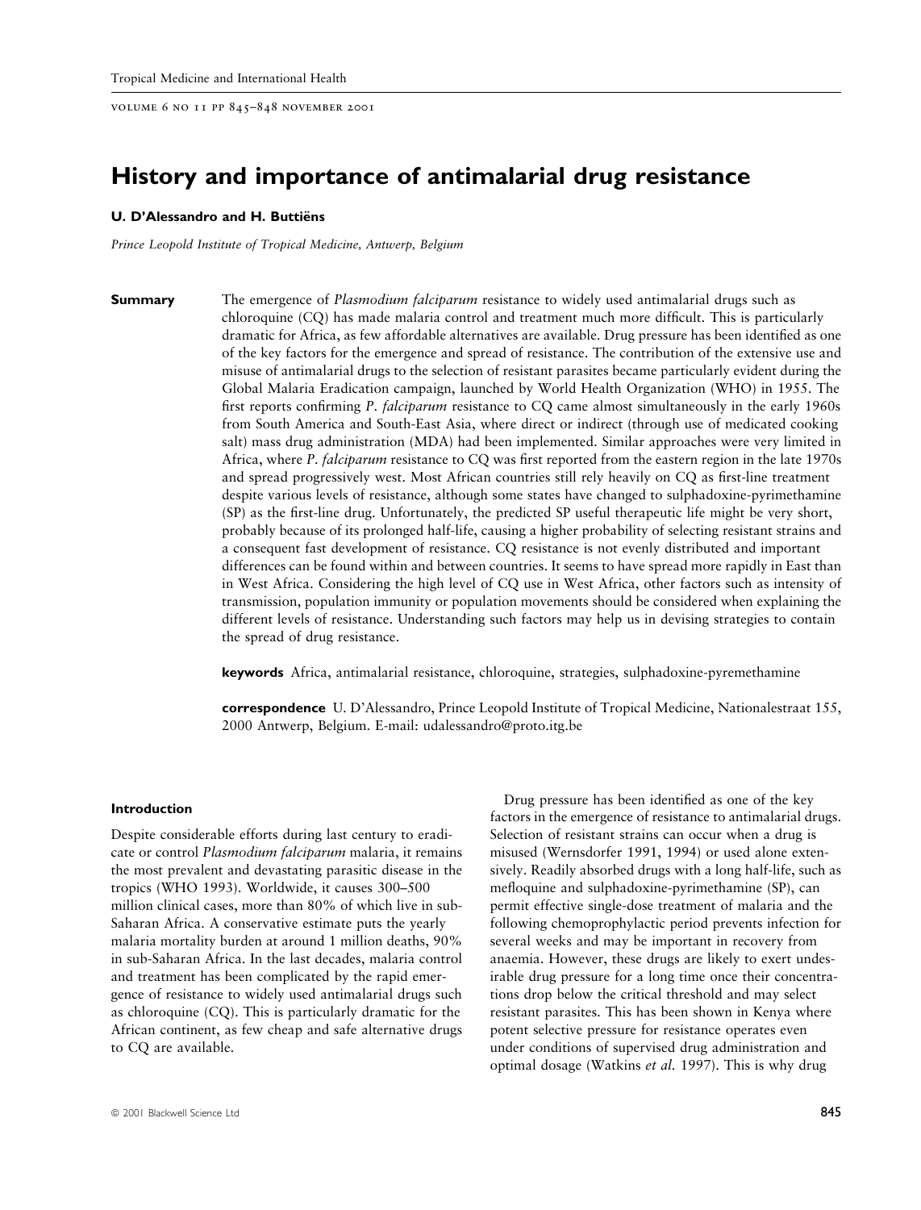# History and importance of antimalarial drug resistance

**U. D'Alessandro and H. Buttiëns**

*Prince Leopold Institute of Tropical Medicine, Antwerp, Belgium*

**Summary** The emergence of *Plasmodium falciparum* resistance to widely used antimalarial drugs such as chloroquine (CQ) has made malaria control and treatment much more difficult. This is particularly dramatic for Africa, as few affordable alternatives are available. Drug pressure has been identified as one of the key factors for the emergence and spread of resistance. The contribution of the extensive use and misuse of antimalarial drugs to the selection of resistant parasites became particularly evident during the Global Malaria Eradication campaign, launched by World Health Organization (WHO) in 1955. The first reports confirming *P. falciparum* resistance to CQ came almost simultaneously in the early 1960s from South America and South-East Asia, where direct or indirect (through use of medicated cooking salt) mass drug administration (MDA) had been implemented. Similar approaches were very limited in Africa, where *P. falciparum* resistance to CQ was first reported from the eastern region in the late 1970s and spread progressively west. Most African countries still rely heavily on CQ as first-line treatment despite various levels of resistance, although some states have changed to sulphadoxine-pyrimethamine (SP) as the first-line drug. Unfortunately, the predicted SP useful therapeutic life might be very short, probably because of its prolonged half-life, causing a higher probability of selecting resistant strains and a consequent fast development of resistance. CQ resistance is not evenly distributed and important differences can be found within and between countries. It seems to have spread more rapidly in East than in West Africa. Considering the high level of CQ use in West Africa, other factors such as intensity of transmission, population immunity or population movements should be considered when explaining the different levels of resistance. Understanding such factors may help us in devising strategies to contain the spread of drug resistance.

**keywords** Africa, antimalarial resistance, chloroquine, strategies, sulphadoxine-pyremethamine

**correspondence** U. D'Alessandro, Prince Leopold Institute of Tropical Medicine, Nationalestraat 155, 2000 Antwerp, Belgium. E-mail: udalessandro@proto.itg.be

## Introduction

Despite considerable efforts during last century to eradicate or control *Plasmodium falciparum* malaria, it remains the most prevalent and devastating parasitic disease in the tropics (WHO 1993). Worldwide, it causes 300–500 million clinical cases, more than 80% of which live in sub-Saharan Africa. A conservative estimate puts the yearly malaria mortality burden at around 1 million deaths, 90% in sub-Saharan Africa. In the last decades, malaria control and treatment has been complicated by the rapid emergence of resistance to widely used antimalarial drugs such as chloroquine (CQ). This is particularly dramatic for the African continent, as few cheap and safe alternative drugs to CQ are available.

Drug pressure has been identified as one of the key factors in the emergence of resistance to antimalarial drugs. Selection of resistant strains can occur when a drug is misused (Wernsdorfer 1991, 1994) or used alone extensively. Readily absorbed drugs with a long half-life, such as mefloquine and sulphadoxine-pyrimethamine (SP), can permit effective single-dose treatment of malaria and the following chemoprophylactic period prevents infection for several weeks and may be important in recovery from anaemia. However, these drugs are likely to exert undesirable drug pressure for a long time once their concentrations drop below the critical threshold and may select resistant parasites. This has been shown in Kenya where potent selective pressure for resistance operates even under conditions of supervised drug administration and optimal dosage (Watkins *et al.* 1997). This is why drug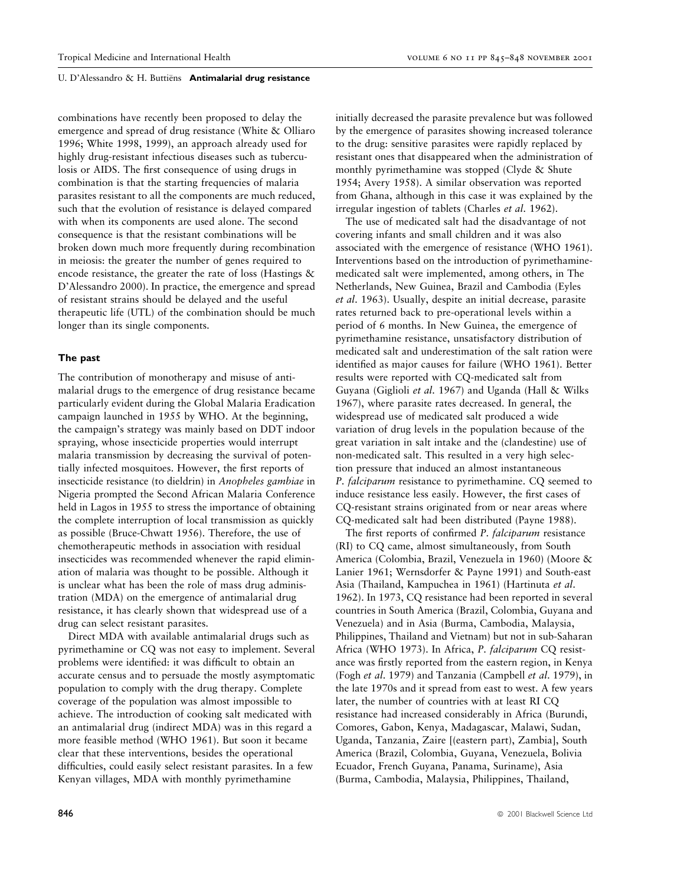combinations have recently been proposed to delay the emergence and spread of drug resistance (White & Olliaro 1996; White 1998, 1999), an approach already used for highly drug-resistant infectious diseases such as tuberculosis or AIDS. The first consequence of using drugs in combination is that the starting frequencies of malaria parasites resistant to all the components are much reduced, such that the evolution of resistance is delayed compared with when its components are used alone. The second consequence is that the resistant combinations will be broken down much more frequently during recombination in meiosis: the greater the number of genes required to encode resistance, the greater the rate of loss (Hastings & D'Alessandro 2000). In practice, the emergence and spread of resistant strains should be delayed and the useful therapeutic life (UTL) of the combination should be much longer than its single components.

### The past

The contribution of monotherapy and misuse of antimalarial drugs to the emergence of drug resistance became particularly evident during the Global Malaria Eradication campaign launched in 1955 by WHO. At the beginning, the campaign's strategy was mainly based on DDT indoor spraying, whose insecticide properties would interrupt malaria transmission by decreasing the survival of potentially infected mosquitoes. However, the first reports of insecticide resistance (to dieldrin) in *Anopheles gambiae* in Nigeria prompted the Second African Malaria Conference held in Lagos in 1955 to stress the importance of obtaining the complete interruption of local transmission as quickly as possible (Bruce-Chwatt 1956). Therefore, the use of chemotherapeutic methods in association with residual insecticides was recommended whenever the rapid elimination of malaria was thought to be possible. Although it is unclear what has been the role of mass drug administration (MDA) on the emergence of antimalarial drug resistance, it has clearly shown that widespread use of a drug can select resistant parasites.

Direct MDA with available antimalarial drugs such as pyrimethamine or CQ was not easy to implement. Several problems were identified: it was difficult to obtain an accurate census and to persuade the mostly asymptomatic population to comply with the drug therapy. Complete coverage of the population was almost impossible to achieve. The introduction of cooking salt medicated with an antimalarial drug (indirect MDA) was in this regard a more feasible method (WHO 1961). But soon it became clear that these interventions, besides the operational difficulties, could easily select resistant parasites. In a few Kenyan villages, MDA with monthly pyrimethamine initially decreased the parasite prevalence but was followed by the emergence of parasites showing increased tolerance to the drug: sensitive parasites were rapidly replaced by resistant ones that disappeared when the administration of monthly pyrimethamine was stopped (Clyde & Shute 1954; Avery 1958). A similar observation was reported from Ghana, although in this case it was explained by the irregular ingestion of tablets (Charles *et al.* 1962).

The use of medicated salt had the disadvantage of not covering infants and small children and it was also associated with the emergence of resistance (WHO 1961). Interventions based on the introduction of pyrimethamine-medicated salt were implemented, among others, in The Netherlands, New Guinea, Brazil and Cambodia (Eyles *et al.* 1963). Usually, despite an initial decrease, parasite rates returned back to pre-operational levels within a period of 6 months. In New Guinea, the emergence of pyrimethamine resistance, unsatisfactory distribution of medicated salt and underestimation of the salt ration were identified as major causes for failure (WHO 1961). Better results were reported with CQ-medicated salt from Guyana (Giglioli *et al.* 1967) and Uganda (Hall & Wilks 1967), where parasite rates decreased. In general, the widespread use of medicated salt produced a wide variation of drug levels in the population because of the great variation in salt intake and the (clandestine) use of non-medicated salt. This resulted in a very high selection pressure that induced an almost instantaneous *P. falciparum* resistance to pyrimethamine. CQ seemed to induce resistance less easily. However, the first cases of CQ-resistant strains originated from or near areas where CQ-medicated salt had been distributed (Payne 1988).

The first reports of confirmed *P. falciparum* resistance (RI) to CQ came, almost simultaneously, from South America (Colombia, Brazil, Venezuela in 1960) (Moore & Lanier 1961; Wernsdorfer & Payne 1991) and South-east Asia (Thailand, Kampuchea in 1961) (Hartinuta *et al.* 1962). In 1973, CQ resistance had been reported in several countries in South America (Brazil, Colombia, Guyana and Venezuela) and in Asia (Burma, Cambodia, Malaysia, Philippines, Thailand and Vietnam) but not in sub-Saharan Africa (WHO 1973). In Africa, *P. falciparum* CQ resistance was firstly reported from the eastern region, in Kenya (Fogh *et al.* 1979) and Tanzania (Campbell *et al.* 1979), in the late 1970s and it spread from east to west. A few years later, the number of countries with at least RI CQ resistance had increased considerably in Africa (Burundi, Comores, Gabon, Kenya, Madagascar, Malawi, Sudan, Uganda, Tanzania, Zaire [(eastern part), Zambia], South America (Brazil, Colombia, Guyana, Venezuela, Bolivia Ecuador, French Guyana, Panama, Suriname), Asia (Burma, Cambodia, Malaysia, Philippines, Thailand,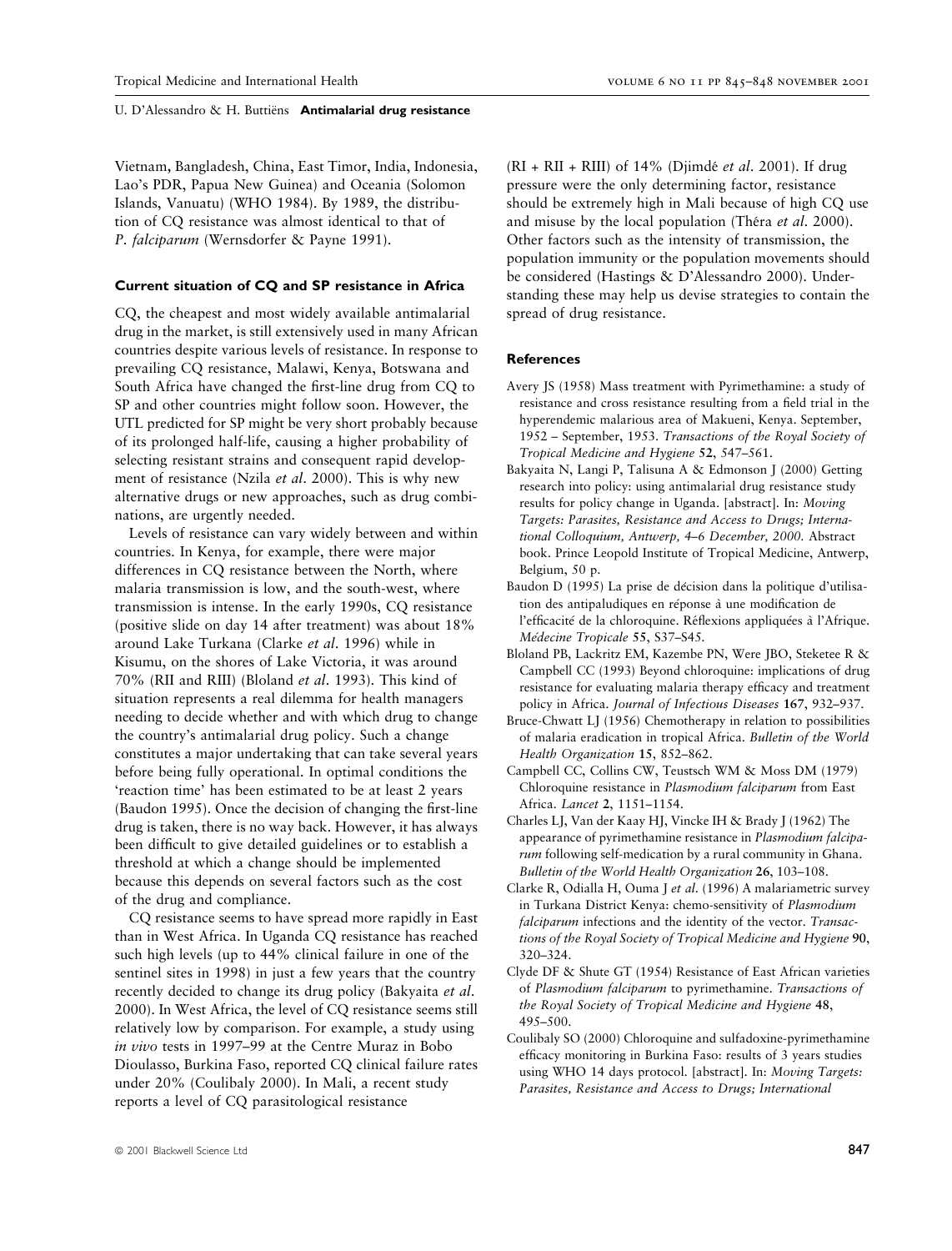Vietnam, Bangladesh, China, East Timor, India, Indonesia, Lao's PDR, Papua New Guinea) and Oceania (Solomon Islands, Vanuatu) (WHO 1984). By 1989, the distribution of CQ resistance was almost identical to that of *P. falciparum* (Wernsdorfer & Payne 1991).

### Current situation of CQ and SP resistance in Africa

CQ, the cheapest and most widely available antimalarial drug in the market, is still extensively used in many African countries despite various levels of resistance. In response to prevailing CQ resistance, Malawi, Kenya, Botswana and South Africa have changed the first-line drug from CQ to SP and other countries might follow soon. However, the UTL predicted for SP might be very short probably because of its prolonged half-life, causing a higher probability of selecting resistant strains and consequent rapid development of resistance (Nzila *et al*. 2000). This is why new alternative drugs or new approaches, such as drug combinations, are urgently needed.

Levels of resistance can vary widely between and within countries. In Kenya, for example, there were major differences in CQ resistance between the North, where malaria transmission is low, and the south-west, where transmission is intense. In the early 1990s, CQ resistance (positive slide on day 14 after treatment) was about 18% around Lake Turkana (Clarke *et al*. 1996) while in Kisumu, on the shores of Lake Victoria, it was around 70% (RII and RIII) (Bloland *et al*. 1993). This kind of situation represents a real dilemma for health managers needing to decide whether and with which drug to change the country's antimalarial drug policy. Such a change constitutes a major undertaking that can take several years before being fully operational. In optimal conditions the 'reaction time' has been estimated to be at least 2 years (Baudon 1995). Once the decision of changing the first-line drug is taken, there is no way back. However, it has always been difficult to give detailed guidelines or to establish a threshold at which a change should be implemented because this depends on several factors such as the cost of the drug and compliance.

CQ resistance seems to have spread more rapidly in East than in West Africa. In Uganda CQ resistance has reached such high levels (up to 44% clinical failure in one of the sentinel sites in 1998) in just a few years that the country recently decided to change its drug policy (Bakyaita *et al*. 2000). In West Africa, the level of CQ resistance seems still relatively low by comparison. For example, a study using *in vivo* tests in 1997–99 at the Centre Muraz in Bobo Dioulasso, Burkina Faso, reported CQ clinical failure rates under 20% (Coulibaly 2000). In Mali, a recent study reports a level of CQ parasitological resistance (RI + RII + RIII) of 14% (Djimdé *et al*. 2001). If drug pressure were the only determining factor, resistance should be extremely high in Mali because of high CQ use and misuse by the local population (Théra *et al*. 2000). Other factors such as the intensity of transmission, the population immunity or the population movements should be considered (Hastings & D'Alessandro 2000). Understanding these may help us devise strategies to contain the spread of drug resistance.

### References

Avery JS (1958) Mass treatment with Pyrimethamine: a study of resistance and cross resistance resulting from a field trial in the hyperendemic malarious area of Makueni, Kenya. September, 1952 – September, 1953. *Transactions of the Royal Society of Tropical Medicine and Hygiene* **52**, 547–561.

Bakyaita N, Langi P, Talisuna A & Edmonson J (2000) Getting research into policy: using antimalarial drug resistance study results for policy change in Uganda. [abstract]. In: *Moving Targets: Parasites, Resistance and Access to Drugs; International Colloquium, Antwerp, 4–6 December, 2000.* Abstract book. Prince Leopold Institute of Tropical Medicine, Antwerp, Belgium, 50 p.

Baudon D (1995) La prise de décision dans la politique d'utilisation des antipaludiques en réponse à une modification de l'efficacité de la chloroquine. Réflexions appliquées à l'Afrique. *Médecine Tropicale* **55**, S37–S45.

Bloland PB, Lackritz EM, Kazembe PN, Were JBO, Steketee R & Campbell CC (1993) Beyond chloroquine: implications of drug resistance for evaluating malaria therapy efficacy and treatment policy in Africa. *Journal of Infectious Diseases* **167**, 932–937.

Bruce-Chwatt LJ (1956) Chemotherapy in relation to possibilities of malaria eradication in tropical Africa. *Bulletin of the World Health Organization* **15**, 852–862.

Campbell CC, Collins CW, Teustsch WM & Moss DM (1979) Chloroquine resistance in *Plasmodium falciparum* from East Africa. *Lancet* **2**, 1151–1154.

Charles LJ, Van der Kaay HJ, Vincke IH & Brady J (1962) The appearance of pyrimethamine resistance in *Plasmodium falciparum* following self-medication by a rural community in Ghana. *Bulletin of the World Health Organization* **26**, 103–108.

Clarke R, Odialla H, Ouma J *et al*. (1996) A malariametric survey in Turkana District Kenya: chemo-sensitivity of *Plasmodium falciparum* infections and the identity of the vector. *Transactions of the Royal Society of Tropical Medicine and Hygiene* **90**, 320–324.

Clyde DF & Shute GT (1954) Resistance of East African varieties of *Plasmodium falciparum* to pyrimethamine. *Transactions of the Royal Society of Tropical Medicine and Hygiene* **48**, 495–500.

Coulibaly SO (2000) Chloroquine and sulfadoxine-pyrimethamine efficacy monitoring in Burkina Faso: results of 3 years studies using WHO 14 days protocol. [abstract]. In: *Moving Targets: Parasites, Resistance and Access to Drugs; International*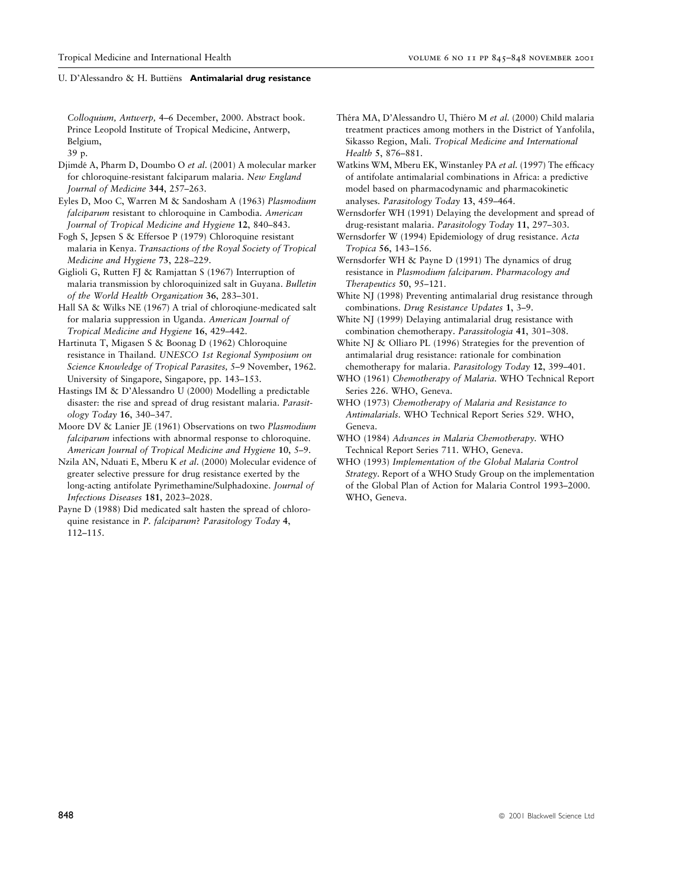*Colloquium, Antwerp,* 4–6 December, 2000. Abstract book. Prince Leopold Institute of Tropical Medicine, Antwerp, Belgium, 39 p.

Djimdé A, Pharm D, Doumbo O *et al*. (2001) A molecular marker for chloroquine-resistant falciparum malaria. *New England Journal of Medicine* **344**, 257–263.

Eyles D, Moo C, Warren M & Sandosham A (1963) *Plasmodium falciparum* resistant to chloroquine in Cambodia. *American Journal of Tropical Medicine and Hygiene* **12**, 840–843.

Fogh S, Jepsen S & Effersoe P (1979) Chloroquine resistant malaria in Kenya. *Transactions of the Royal Society of Tropical Medicine and Hygiene* **73**, 228–229.

Giglioli G, Rutten FJ & Ramjattan S (1967) Interruption of malaria transmission by chloroquinized salt in Guyana. *Bulletin of the World Health Organization* **36**, 283–301.

Hall SA & Wilks NE (1967) A trial of chloroqiune-medicated salt for malaria suppression in Uganda. *American Journal of Tropical Medicine and Hygiene* **16**, 429–442.

Hartinuta T, Migasen S & Boonag D (1962) Chloroquine resistance in Thailand. *UNESCO 1st Regional Symposium on Science Knowledge of Tropical Parasites,* 5–9 November, 1962. University of Singapore, Singapore, pp. 143–153.

Hastings IM & D'Alessandro U (2000) Modelling a predictable disaster: the rise and spread of drug resistant malaria. *Parasitology Today* **16**, 340–347.

Moore DV & Lanier JE (1961) Observations on two *Plasmodium falciparum* infections with abnormal response to chloroquine. *American Journal of Tropical Medicine and Hygiene* **10**, 5–9.

Nzila AN, Nduati E, Mberu K *et al*. (2000) Molecular evidence of greater selective pressure for drug resistance exerted by the long-acting antifolate Pyrimethamine/Sulphadoxine. *Journal of Infectious Diseases* **181**, 2023–2028.

Payne D (1988) Did medicated salt hasten the spread of chloroquine resistance in *P. falciparum*? *Parasitology Today* **4**, 112–115.

Théra MA, D'Alessandro U, Thiéro M *et al*. (2000) Child malaria treatment practices among mothers in the District of Yanfolila, Sikasso Region, Mali. *Tropical Medicine and International Health* **5**, 876–881.

Watkins WM, Mberu EK, Winstanley PA *et al*. (1997) The efficacy of antifolate antimalarial combinations in Africa: a predictive model based on pharmacodynamic and pharmacokinetic analyses. *Parasitology Today* **13**, 459–464.

Wernsdorfer WH (1991) Delaying the development and spread of drug-resistant malaria. *Parasitology Today* **11**, 297–303.

Wernsdorfer W (1994) Epidemiology of drug resistance. *Acta Tropica* **56**, 143–156.

Wernsdorfer WH & Payne D (1991) The dynamics of drug resistance in *Plasmodium falciparum*. *Pharmacology and Therapeutics* **50**, 95–121.

White NJ (1998) Preventing antimalarial drug resistance through combinations. *Drug Resistance Updates* **1**, 3–9.

White NJ (1999) Delaying antimalarial drug resistance with combination chemotherapy. *Parassitologia* **41**, 301–308.

White NJ & Olliaro PL (1996) Strategies for the prevention of antimalarial drug resistance: rationale for combination chemotherapy for malaria. *Parasitology Today* **12**, 399–401.

WHO (1961) *Chemotherapy of Malaria.* WHO Technical Report Series 226. WHO, Geneva.

WHO (1973) *Chemotherapy of Malaria and Resistance to Antimalarials*. WHO Technical Report Series 529. WHO, Geneva.

WHO (1984) *Advances in Malaria Chemotherapy.* WHO Technical Report Series 711. WHO, Geneva.

WHO (1993) *Implementation of the Global Malaria Control Strategy*. Report of a WHO Study Group on the implementation of the Global Plan of Action for Malaria Control 1993–2000. WHO, Geneva.